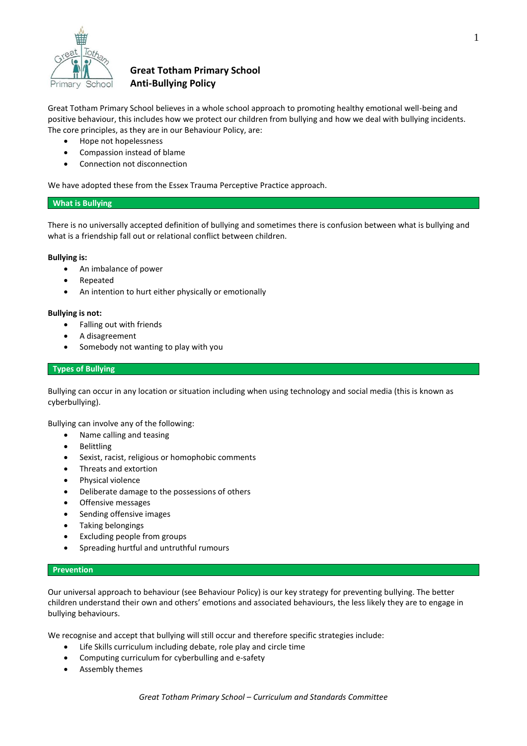# Great Totham Primary School
## Anti-Bullying Policy

Great Totham Primary School believes in a whole school approach to promoting healthy emotional well-being and positive behaviour, this includes how we protect our children from bullying and how we deal with bullying incidents. The core principles, as they are in our Behaviour Policy, are:

- Hope not hopelessness
- Compassion instead of blame
- Connection not disconnection

We have adopted these from the Essex Trauma Perceptive Practice approach.

### What is Bullying

There is no universally accepted definition of bullying and sometimes there is confusion between what is bullying and what is a friendship fall out or relational conflict between children.

**Bullying is:**

- An imbalance of power
- Repeated
- An intention to hurt either physically or emotionally

**Bullying is not:**

- Falling out with friends
- A disagreement
- Somebody not wanting to play with you

### Types of Bullying

Bullying can occur in any location or situation including when using technology and social media (this is known as cyberbullying).

Bullying can involve any of the following:

- Name calling and teasing
- Belittling
- Sexist, racist, religious or homophobic comments
- Threats and extortion
- Physical violence
- Deliberate damage to the possessions of others
- Offensive messages
- Sending offensive images
- Taking belongings
- Excluding people from groups
- Spreading hurtful and untruthful rumours

### Prevention

Our universal approach to behaviour (see Behaviour Policy) is our key strategy for preventing bullying. The better children understand their own and others' emotions and associated behaviours, the less likely they are to engage in bullying behaviours.

We recognise and accept that bullying will still occur and therefore specific strategies include:

- Life Skills curriculum including debate, role play and circle time
- Computing curriculum for cyberbulling and e-safety
- Assembly themes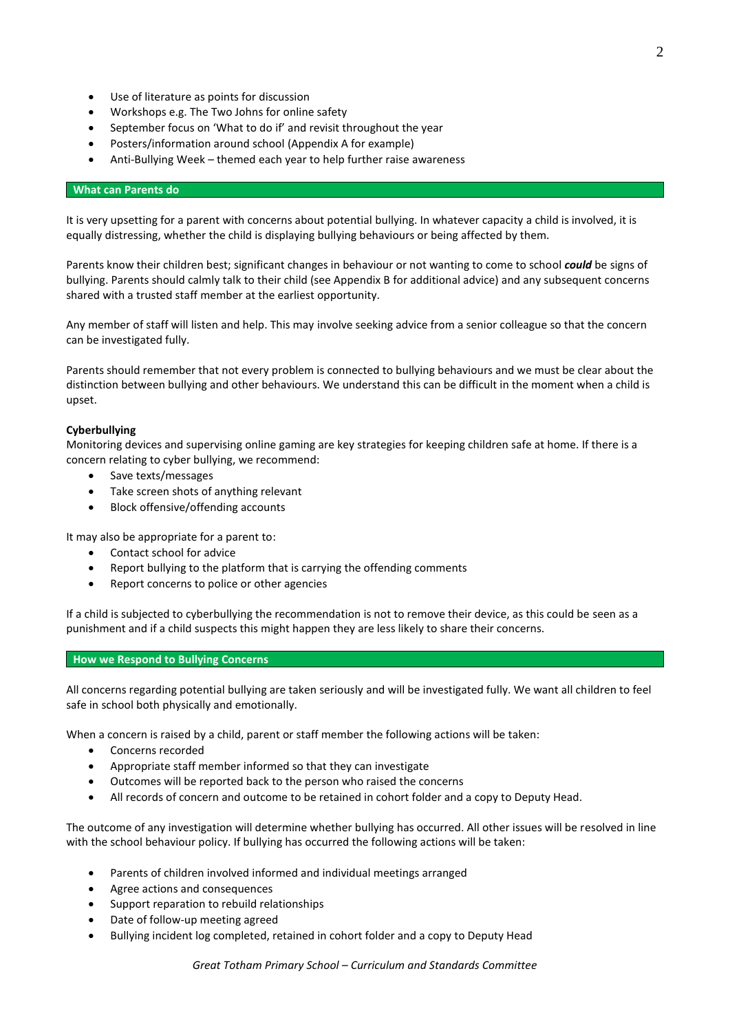- Use of literature as points for discussion
- Workshops e.g. The Two Johns for online safety
- September focus on 'What to do if' and revisit throughout the year
- Posters/information around school (Appendix A for example)
- Anti-Bullying Week – themed each year to help further raise awareness

## What can Parents do

It is very upsetting for a parent with concerns about potential bullying. In whatever capacity a child is involved, it is equally distressing, whether the child is displaying bullying behaviours or being affected by them.

Parents know their children best; significant changes in behaviour or not wanting to come to school ***could*** be signs of bullying. Parents should calmly talk to their child (see Appendix B for additional advice) and any subsequent concerns shared with a trusted staff member at the earliest opportunity.

Any member of staff will listen and help. This may involve seeking advice from a senior colleague so that the concern can be investigated fully.

Parents should remember that not every problem is connected to bullying behaviours and we must be clear about the distinction between bullying and other behaviours. We understand this can be difficult in the moment when a child is upset.

**Cyberbullying**
Monitoring devices and supervising online gaming are key strategies for keeping children safe at home. If there is a concern relating to cyber bullying, we recommend:

- Save texts/messages
- Take screen shots of anything relevant
- Block offensive/offending accounts

It may also be appropriate for a parent to:

- Contact school for advice
- Report bullying to the platform that is carrying the offending comments
- Report concerns to police or other agencies

If a child is subjected to cyberbullying the recommendation is not to remove their device, as this could be seen as a punishment and if a child suspects this might happen they are less likely to share their concerns.

## How we Respond to Bullying Concerns

All concerns regarding potential bullying are taken seriously and will be investigated fully. We want all children to feel safe in school both physically and emotionally.

When a concern is raised by a child, parent or staff member the following actions will be taken:

- Concerns recorded
- Appropriate staff member informed so that they can investigate
- Outcomes will be reported back to the person who raised the concerns
- All records of concern and outcome to be retained in cohort folder and a copy to Deputy Head.

The outcome of any investigation will determine whether bullying has occurred. All other issues will be resolved in line with the school behaviour policy. If bullying has occurred the following actions will be taken:

- Parents of children involved informed and individual meetings arranged
- Agree actions and consequences
- Support reparation to rebuild relationships
- Date of follow-up meeting agreed
- Bullying incident log completed, retained in cohort folder and a copy to Deputy Head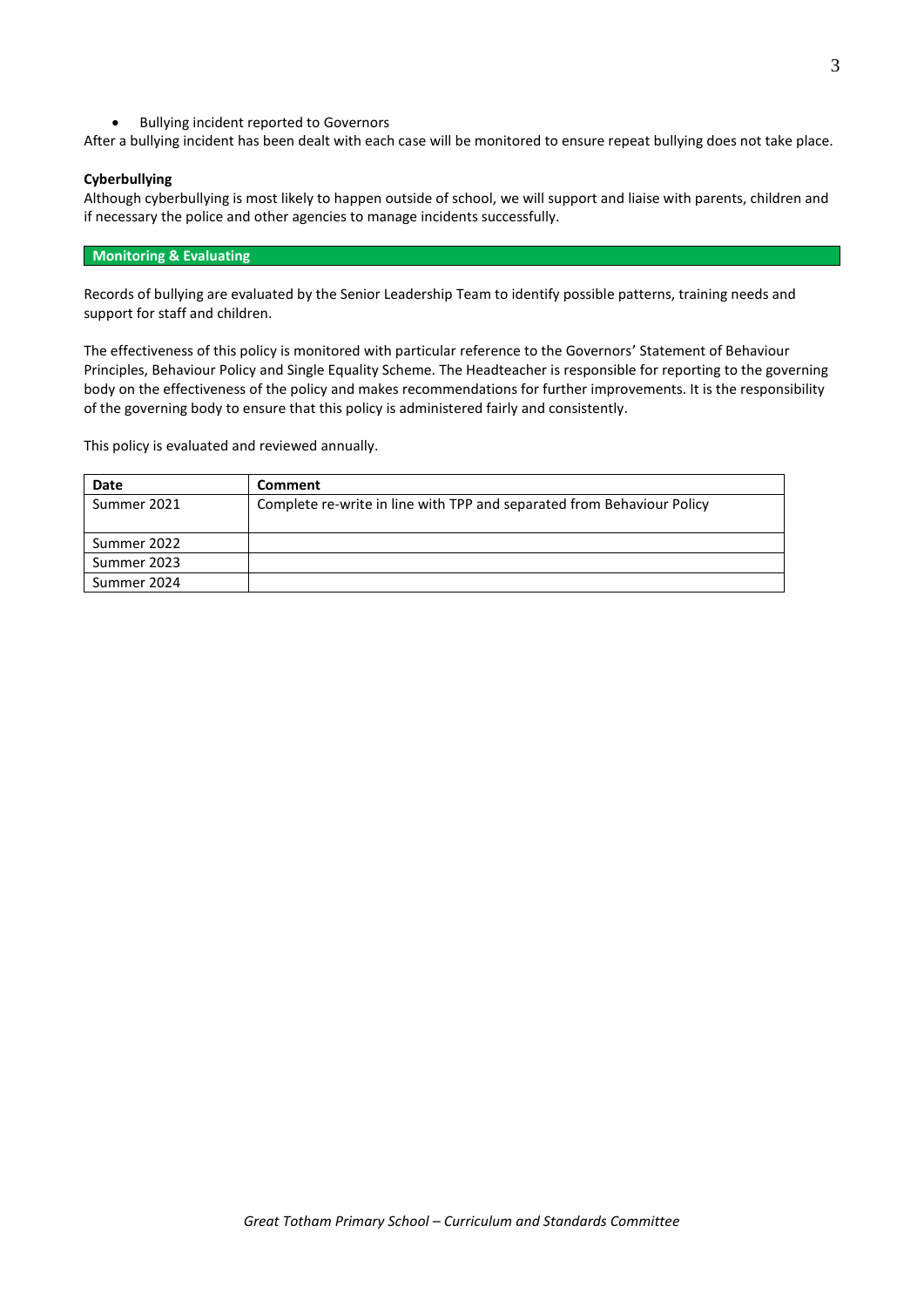- Bullying incident reported to Governors

After a bullying incident has been dealt with each case will be monitored to ensure repeat bullying does not take place.

**Cyberbullying**

Although cyberbullying is most likely to happen outside of school, we will support and liaise with parents, children and if necessary the police and other agencies to manage incidents successfully.

## Monitoring & Evaluating

Records of bullying are evaluated by the Senior Leadership Team to identify possible patterns, training needs and support for staff and children.

The effectiveness of this policy is monitored with particular reference to the Governors' Statement of Behaviour Principles, Behaviour Policy and Single Equality Scheme. The Headteacher is responsible for reporting to the governing body on the effectiveness of the policy and makes recommendations for further improvements. It is the responsibility of the governing body to ensure that this policy is administered fairly and consistently.

This policy is evaluated and reviewed annually.

| Date | Comment |
| --- | --- |
| Summer 2021 | Complete re-write in line with TPP and separated from Behaviour Policy |
| Summer 2022 | |
| Summer 2023 | |
| Summer 2024 | |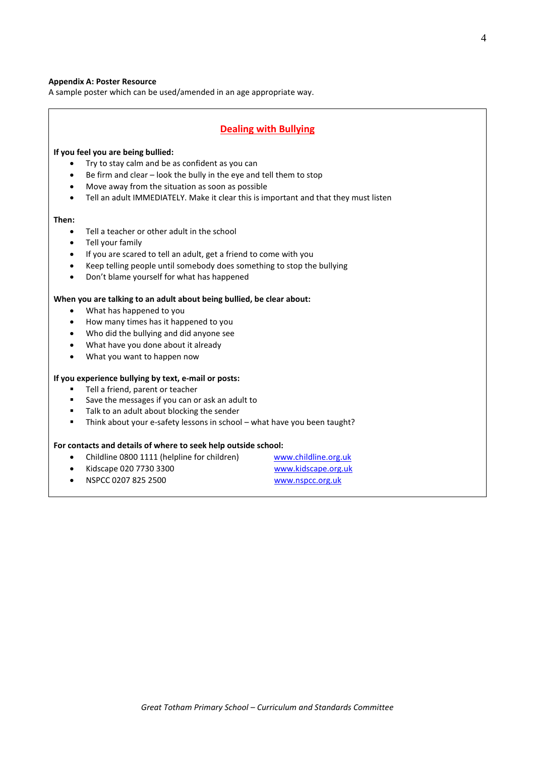**Appendix A: Poster Resource**
A sample poster which can be used/amended in an age appropriate way.

## Dealing with Bullying

**If you feel you are being bullied:**

- Try to stay calm and be as confident as you can
- Be firm and clear – look the bully in the eye and tell them to stop
- Move away from the situation as soon as possible
- Tell an adult IMMEDIATELY. Make it clear this is important and that they must listen

**Then:**

- Tell a teacher or other adult in the school
- Tell your family
- If you are scared to tell an adult, get a friend to come with you
- Keep telling people until somebody does something to stop the bullying
- Don't blame yourself for what has happened

**When you are talking to an adult about being bullied, be clear about:**

- What has happened to you
- How many times has it happened to you
- Who did the bullying and did anyone see
- What have you done about it already
- What you want to happen now

**If you experience bullying by text, e-mail or posts:**

- Tell a friend, parent or teacher
- Save the messages if you can or ask an adult to
- Talk to an adult about blocking the sender
- Think about your e-safety lessons in school – what have you been taught?

**For contacts and details of where to seek help outside school:**

- Childline 0800 1111 (helpline for children) www.childline.org.uk
- Kidscape 020 7730 3300 www.kidscape.org.uk
- NSPCC 0207 825 2500 www.nspcc.org.uk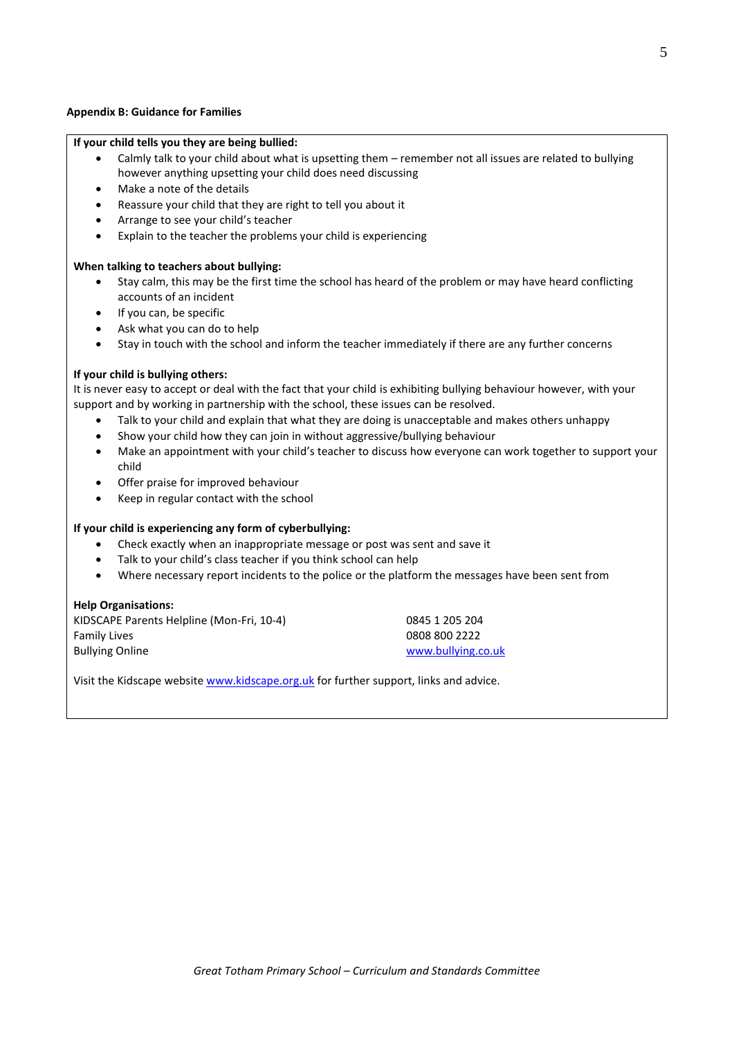**Appendix B: Guidance for Families**

**If your child tells you they are being bullied:**

- Calmly talk to your child about what is upsetting them – remember not all issues are related to bullying however anything upsetting your child does need discussing
- Make a note of the details
- Reassure your child that they are right to tell you about it
- Arrange to see your child's teacher
- Explain to the teacher the problems your child is experiencing

**When talking to teachers about bullying:**

- Stay calm, this may be the first time the school has heard of the problem or may have heard conflicting accounts of an incident
- If you can, be specific
- Ask what you can do to help
- Stay in touch with the school and inform the teacher immediately if there are any further concerns

**If your child is bullying others:**

It is never easy to accept or deal with the fact that your child is exhibiting bullying behaviour however, with your support and by working in partnership with the school, these issues can be resolved.

- Talk to your child and explain that what they are doing is unacceptable and makes others unhappy
- Show your child how they can join in without aggressive/bullying behaviour
- Make an appointment with your child's teacher to discuss how everyone can work together to support your child
- Offer praise for improved behaviour
- Keep in regular contact with the school

**If your child is experiencing any form of cyberbullying:**

- Check exactly when an inappropriate message or post was sent and save it
- Talk to your child's class teacher if you think school can help
- Where necessary report incidents to the police or the platform the messages have been sent from

**Help Organisations:**

| | |
|---|---|
| KIDSCAPE Parents Helpline (Mon-Fri, 10-4) | 0845 1 205 204 |
| Family Lives | 0808 800 2222 |
| Bullying Online | www.bullying.co.uk |

Visit the Kidscape website www.kidscape.org.uk for further support, links and advice.